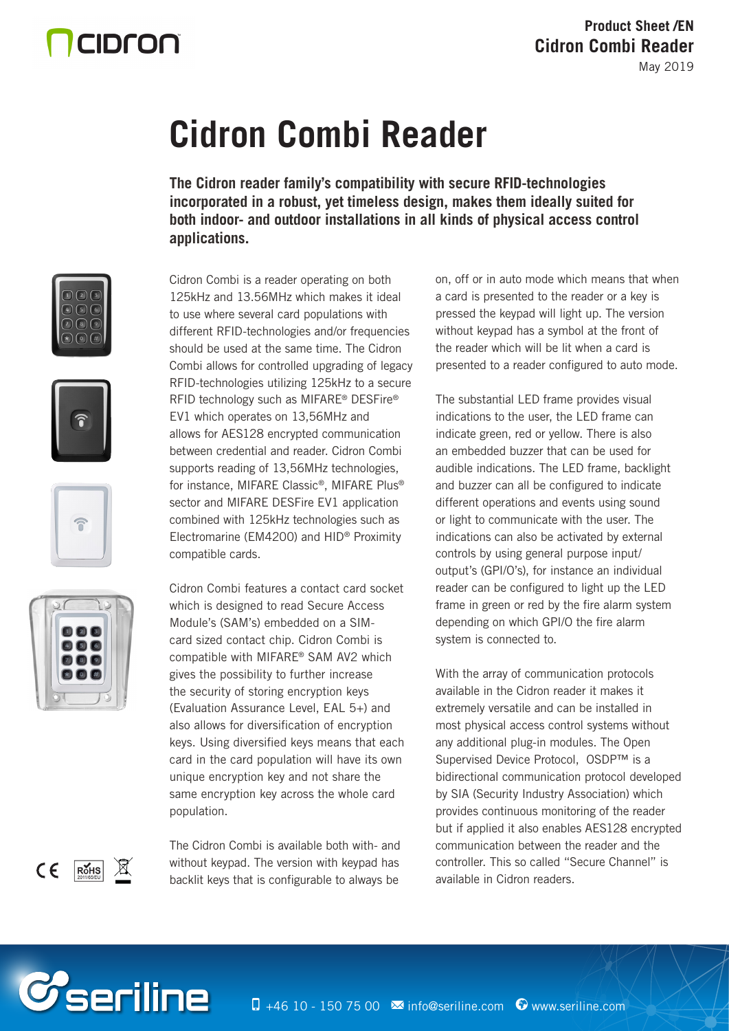# Cidron Combi Reader

**The Cidron reader family's compatibility with secure RFID-technologies incorporated in a robust, yet timeless design, makes them ideally suited for both indoor- and outdoor installations in all kinds of physical access control applications.**

Cidron Combi is a reader operating on both 125kHz and 13.56MHz which makes it ideal to use where several card populations with different RFID-technologies and/or frequencies should be used at the same time. The Cidron Combi allows for controlled upgrading of legacy RFID-technologies utilizing 125kHz to a secure RFID technology such as MIFARE® DESFire® EV1 which operates on 13,56MHz and allows for AES128 encrypted communication between credential and reader. Cidron Combi supports reading of 13,56MHz technologies, for instance, MIFARE Classic®, MIFARE Plus® sector and MIFARE DESFire EV1 application combined with 125kHz technologies such as Electromarine (EM4200) and HID® Proximity compatible cards.

Cidron Combi features a contact card socket which is designed to read Secure Access Module's (SAM's) embedded on a SIM-card sized contact chip. Cidron Combi is compatible with MIFARE® SAM AV2 which gives the possibility to further increase the security of storing encryption keys (Evaluation Assurance Level, EAL 5+) and also allows for diversification of encryption keys. Using diversified keys means that each card in the card population will have its own unique encryption key and not share the same encryption key across the whole card population.

The Cidron Combi is available both with- and without keypad. The version with keypad has backlit keys that is configurable to always be on, off or in auto mode which means that when a card is presented to the reader or a key is pressed the keypad will light up. The version without keypad has a symbol at the front of the reader which will be lit when a card is presented to a reader configured to auto mode.

The substantial LED frame provides visual indications to the user, the LED frame can indicate green, red or yellow. There is also an embedded buzzer that can be used for audible indications. The LED frame, backlight and buzzer can all be configured to indicate different operations and events using sound or light to communicate with the user. The indications can also be activated by external controls by using general purpose input/output's (GPI/O's), for instance an individual reader can be configured to light up the LED frame in green or red by the fire alarm system depending on which GPI/O the fire alarm system is connected to.

With the array of communication protocols available in the Cidron reader it makes it extremely versatile and can be installed in most physical access control systems without any additional plug-in modules. The Open Supervised Device Protocol, OSDP™ is a bidirectional communication protocol developed by SIA (Security Industry Association) which provides continuous monitoring of the reader but if applied it also enables AES128 encrypted communication between the reader and the controller. This so called "Secure Channel" is available in Cidron readers.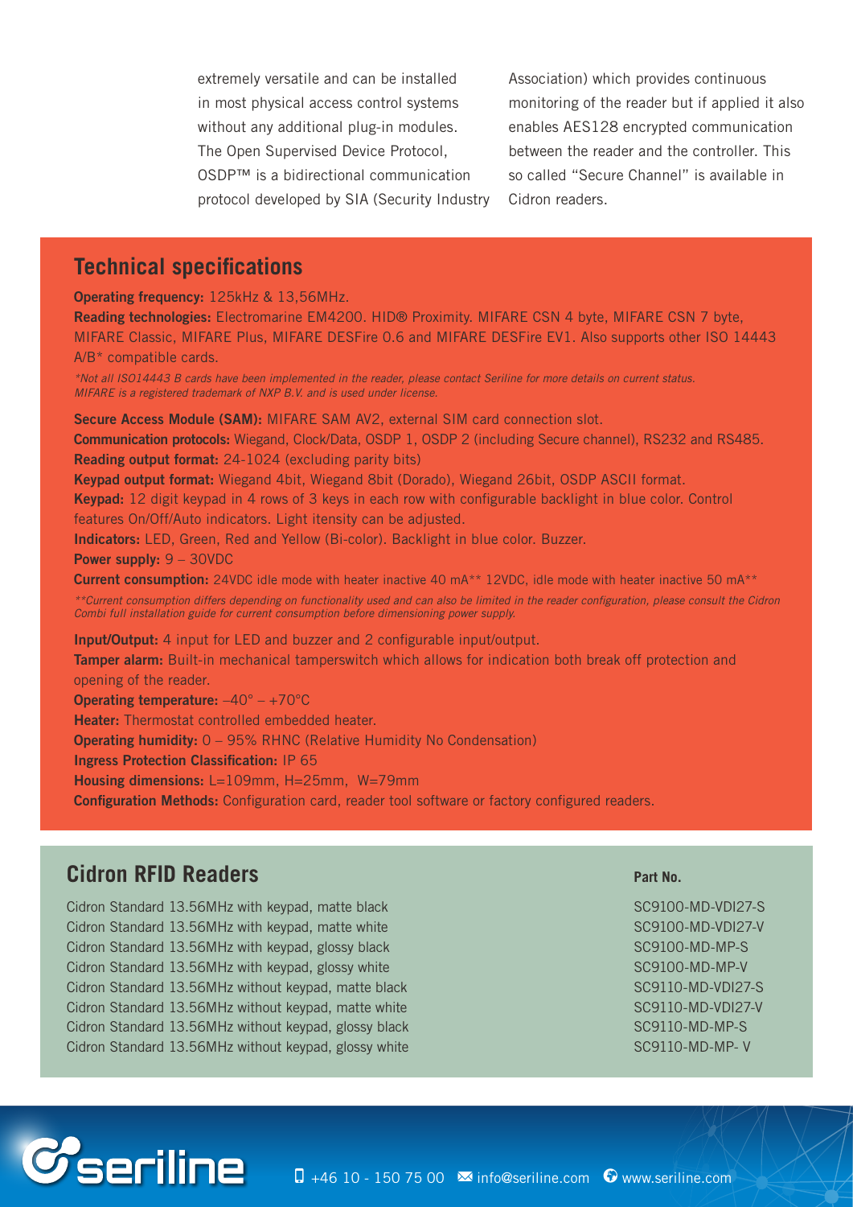extremely versatile and can be installed in most physical access control systems without any additional plug-in modules. The Open Supervised Device Protocol, OSDP™ is a bidirectional communication protocol developed by SIA (Security Industry Association) which provides continuous monitoring of the reader but if applied it also enables AES128 encrypted communication between the reader and the controller. This so called "Secure Channel" is available in Cidron readers.

## Technical specifications

**Operating frequency:** 125kHz & 13,56MHz.
**Reading technologies:** Electromarine EM4200. HID® Proximity. MIFARE CSN 4 byte, MIFARE CSN 7 byte, MIFARE Classic, MIFARE Plus, MIFARE DESFire 0.6 and MIFARE DESFire EV1. Also supports other ISO 14443 A/B* compatible cards.

*\*Not all ISO14443 B cards have been implemented in the reader, please contact Seriline for more details on current status. MIFARE is a registered trademark of NXP B.V. and is used under license.*

**Secure Access Module (SAM):** MIFARE SAM AV2, external SIM card connection slot.
**Communication protocols:** Wiegand, Clock/Data, OSDP 1, OSDP 2 (including Secure channel), RS232 and RS485.
**Reading output format:** 24-1024 (excluding parity bits)
**Keypad output format:** Wiegand 4bit, Wiegand 8bit (Dorado), Wiegand 26bit, OSDP ASCII format.
**Keypad:** 12 digit keypad in 4 rows of 3 keys in each row with configurable backlight in blue color. Control features On/Off/Auto indicators. Light itensity can be adjusted.
**Indicators:** LED, Green, Red and Yellow (Bi-color). Backlight in blue color. Buzzer.
**Power supply:** 9 – 30VDC
**Current consumption:** 24VDC idle mode with heater inactive 40 mA** 12VDC, idle mode with heater inactive 50 mA**

*\*\*Current consumption differs depending on functionality used and can also be limited in the reader configuration, please consult the Cidron Combi full installation guide for current consumption before dimensioning power supply.*

**Input/Output:** 4 input for LED and buzzer and 2 configurable input/output.
**Tamper alarm:** Built-in mechanical tamperswitch which allows for indication both break off protection and opening of the reader.
**Operating temperature:** –40° – +70°C
**Heater:** Thermostat controlled embedded heater.
**Operating humidity:** 0 – 95% RHNC (Relative Humidity No Condensation)
**Ingress Protection Classification:** IP 65
**Housing dimensions:** L=109mm, H=25mm, W=79mm
**Configuration Methods:** Configuration card, reader tool software or factory configured readers.

## Cidron RFID Readers

| Cidron RFID Readers | Part No. |
|---|---|
| Cidron Standard 13.56MHz with keypad, matte black | SC9100-MD-VDI27-S |
| Cidron Standard 13.56MHz with keypad, matte white | SC9100-MD-VDI27-V |
| Cidron Standard 13.56MHz with keypad, glossy black | SC9100-MD-MP-S |
| Cidron Standard 13.56MHz with keypad, glossy white | SC9100-MD-MP-V |
| Cidron Standard 13.56MHz without keypad, matte black | SC9110-MD-VDI27-S |
| Cidron Standard 13.56MHz without keypad, matte white | SC9110-MD-VDI27-V |
| Cidron Standard 13.56MHz without keypad, glossy black | SC9110-MD-MP-S |
| Cidron Standard 13.56MHz without keypad, glossy white | SC9110-MD-MP- V |

seriline

+46 10 - 150 75 00 info@seriline.com www.seriline.com